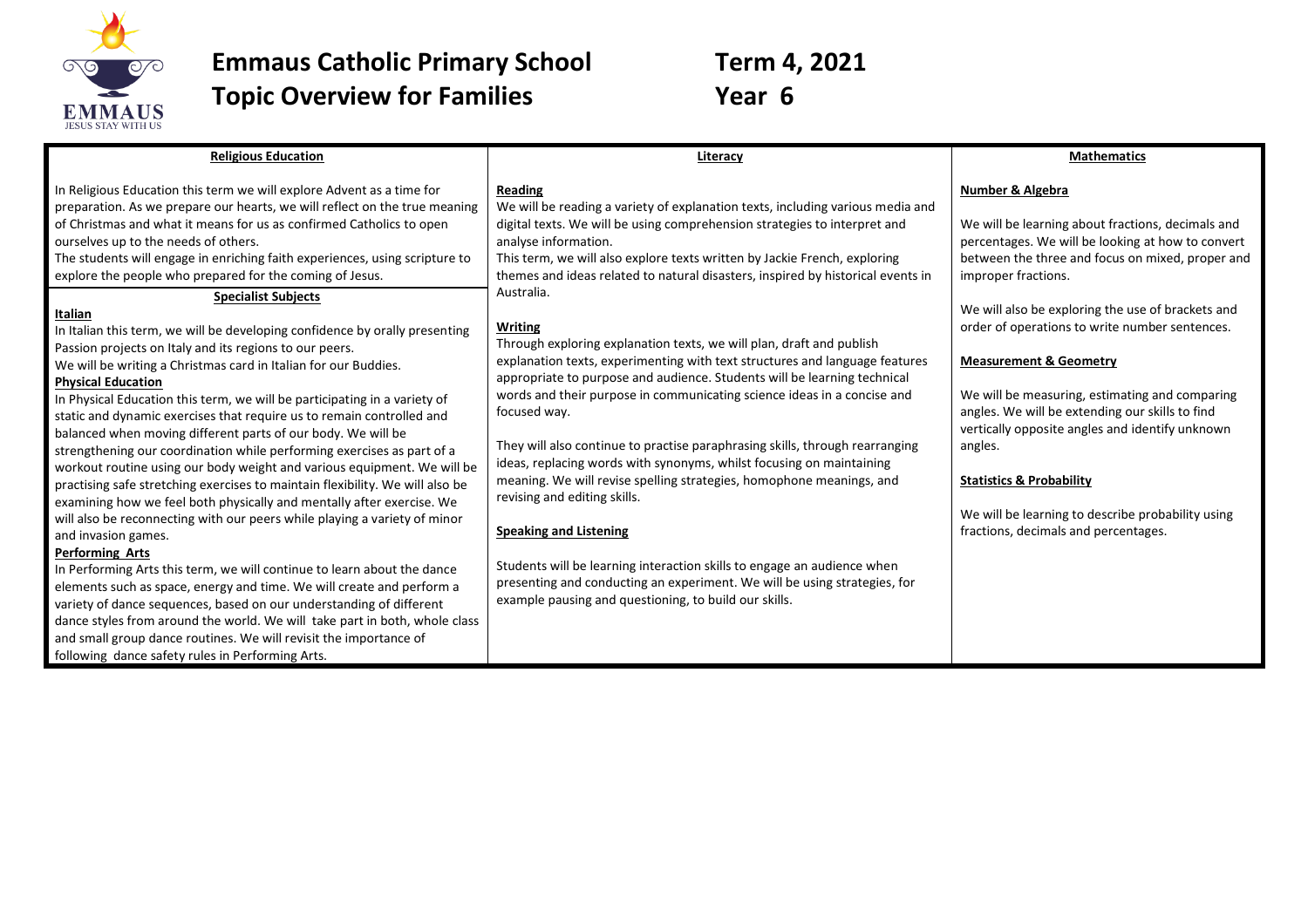# Emmaus Catholic Primary School — Term 4, 2021

## Topic Overview for Families — Year 6

EMMAUS
JESUS STAY WITH US

### Religious Education

In Religious Education this term we will explore Advent as a time for preparation. As we prepare our hearts, we will reflect on the true meaning of Christmas and what it means for us as confirmed Catholics to open ourselves up to the needs of others.
The students will engage in enriching faith experiences, using scripture to explore the people who prepared for the coming of Jesus.

### Specialist Subjects

**Italian**
In Italian this term, we will be developing confidence by orally presenting Passion projects on Italy and its regions to our peers.
We will be writing a Christmas card in Italian for our Buddies.

**Physical Education**
In Physical Education this term, we will be participating in a variety of static and dynamic exercises that require us to remain controlled and balanced when moving different parts of our body. We will be strengthening our coordination while performing exercises as part of a workout routine using our body weight and various equipment. We will be practising safe stretching exercises to maintain flexibility. We will also be examining how we feel both physically and mentally after exercise. We will also be reconnecting with our peers while playing a variety of minor and invasion games.

**Performing Arts**
In Performing Arts this term, we will continue to learn about the dance elements such as space, energy and time. We will create and perform a variety of dance sequences, based on our understanding of different dance styles from around the world. We will take part in both, whole class and small group dance routines. We will revisit the importance of following dance safety rules in Performing Arts.

### Literacy

**Reading**
We will be reading a variety of explanation texts, including various media and digital texts. We will be using comprehension strategies to interpret and analyse information.
This term, we will also explore texts written by Jackie French, exploring themes and ideas related to natural disasters, inspired by historical events in Australia.

**Writing**
Through exploring explanation texts, we will plan, draft and publish explanation texts, experimenting with text structures and language features appropriate to purpose and audience. Students will be learning technical words and their purpose in communicating science ideas in a concise and focused way.

They will also continue to practise paraphrasing skills, through rearranging ideas, replacing words with synonyms, whilst focusing on maintaining meaning. We will revise spelling strategies, homophone meanings, and revising and editing skills.

**Speaking and Listening**

Students will be learning interaction skills to engage an audience when presenting and conducting an experiment. We will be using strategies, for example pausing and questioning, to build our skills.

### Mathematics

**Number & Algebra**

We will be learning about fractions, decimals and percentages. We will be looking at how to convert between the three and focus on mixed, proper and improper fractions.

We will also be exploring the use of brackets and order of operations to write number sentences.

**Measurement & Geometry**

We will be measuring, estimating and comparing angles. We will be extending our skills to find vertically opposite angles and identify unknown angles.

**Statistics & Probability**

We will be learning to describe probability using fractions, decimals and percentages.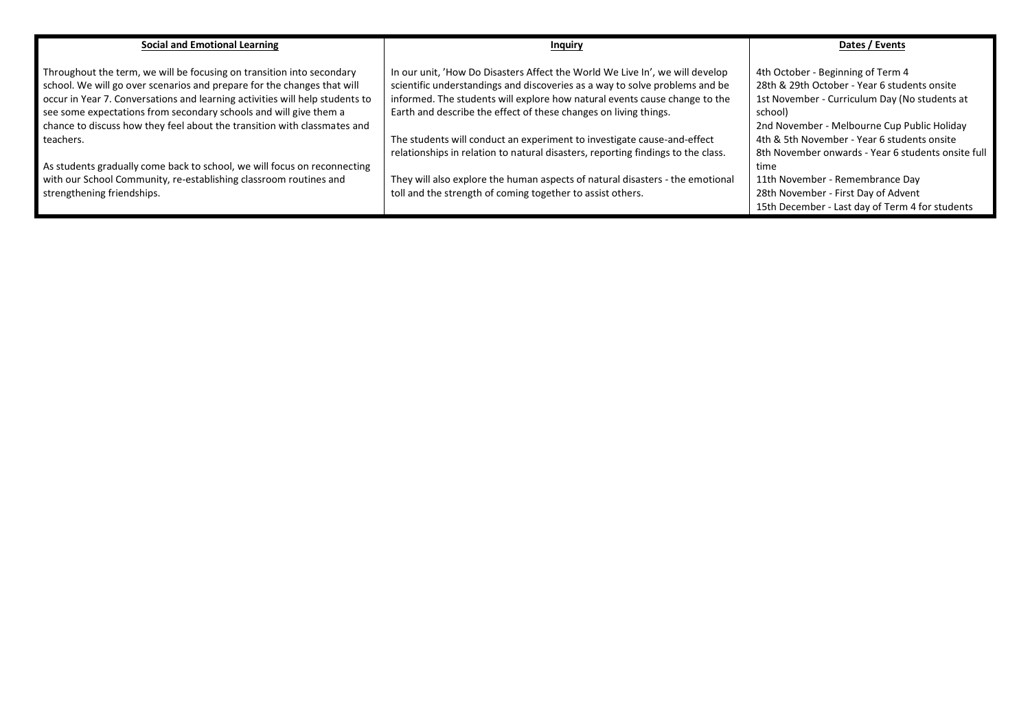| Social and Emotional Learning | Inquiry | Dates / Events |
|---|---|---|
| Throughout the term, we will be focusing on transition into secondary school. We will go over scenarios and prepare for the changes that will occur in Year 7. Conversations and learning activities will help students to see some expectations from secondary schools and will give them a chance to discuss how they feel about the transition with classmates and teachers.<br><br>As students gradually come back to school, we will focus on reconnecting with our School Community, re-establishing classroom routines and strengthening friendships. | In our unit, 'How Do Disasters Affect the World We Live In', we will develop scientific understandings and discoveries as a way to solve problems and be informed. The students will explore how natural events cause change to the Earth and describe the effect of these changes on living things.<br><br>The students will conduct an experiment to investigate cause-and-effect relationships in relation to natural disasters, reporting findings to the class.<br><br>They will also explore the human aspects of natural disasters - the emotional toll and the strength of coming together to assist others. | 4th October - Beginning of Term 4<br>28th & 29th October - Year 6 students onsite<br>1st November - Curriculum Day (No students at school)<br>2nd November - Melbourne Cup Public Holiday<br>4th & 5th November - Year 6 students onsite<br>8th November onwards - Year 6 students onsite full time<br>11th November - Remembrance Day<br>28th November - First Day of Advent<br>15th December - Last day of Term 4 for students |